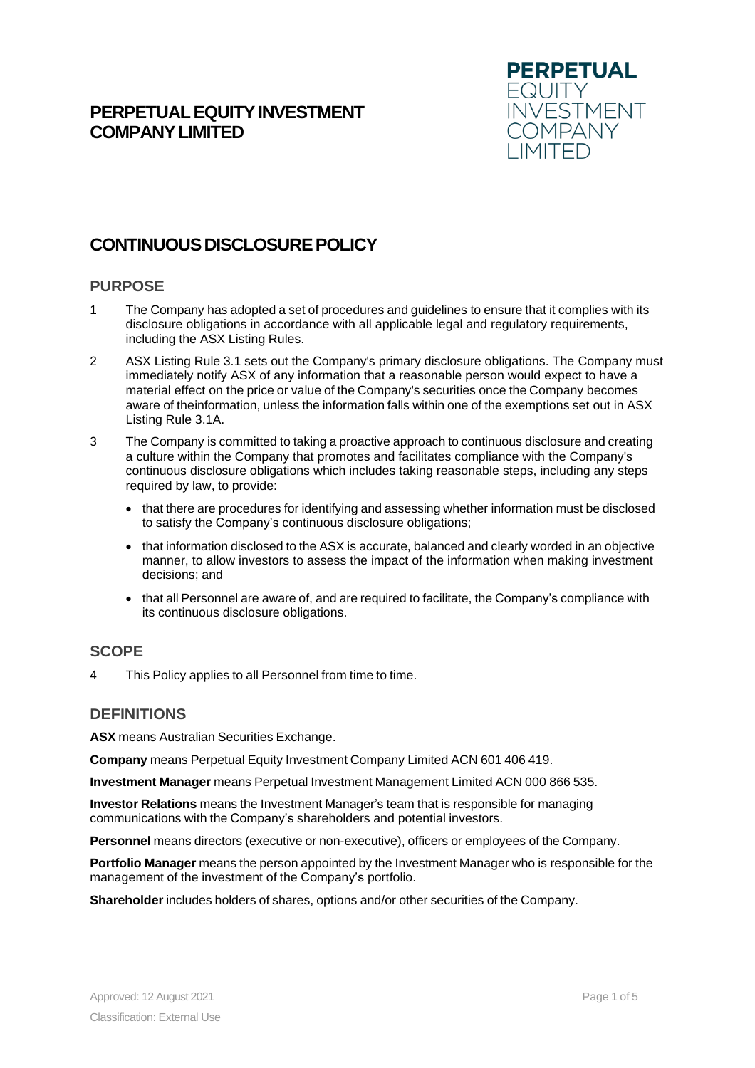# PERPETUAL EQUITY INVESTMENT COMPANY LIMITED

## CONTINUOUS DISCLOSURE POLICY

### PURPOSE

1 The Company has adopted a set of procedures and guidelines to ensure that it complies with its disclosure obligations in accordance with all applicable legal and regulatory requirements, including the ASX Listing Rules.

2 ASX Listing Rule 3.1 sets out the Company's primary disclosure obligations. The Company must immediately notify ASX of any information that a reasonable person would expect to have a material effect on the price or value of the Company's securities once the Company becomes aware of theinformation, unless the information falls within one of the exemptions set out in ASX Listing Rule 3.1A.

3 The Company is committed to taking a proactive approach to continuous disclosure and creating a culture within the Company that promotes and facilitates compliance with the Company's continuous disclosure obligations which includes taking reasonable steps, including any steps required by law, to provide:

- that there are procedures for identifying and assessing whether information must be disclosed to satisfy the Company's continuous disclosure obligations;
- that information disclosed to the ASX is accurate, balanced and clearly worded in an objective manner, to allow investors to assess the impact of the information when making investment decisions; and
- that all Personnel are aware of, and are required to facilitate, the Company's compliance with its continuous disclosure obligations.

### SCOPE

4 This Policy applies to all Personnel from time to time.

### DEFINITIONS

**ASX** means Australian Securities Exchange.

**Company** means Perpetual Equity Investment Company Limited ACN 601 406 419.

**Investment Manager** means Perpetual Investment Management Limited ACN 000 866 535.

**Investor Relations** means the Investment Manager's team that is responsible for managing communications with the Company's shareholders and potential investors.

**Personnel** means directors (executive or non-executive), officers or employees of the Company.

**Portfolio Manager** means the person appointed by the Investment Manager who is responsible for the management of the investment of the Company's portfolio.

**Shareholder** includes holders of shares, options and/or other securities of the Company.

Approved: 12 August 2021

Classification: External Use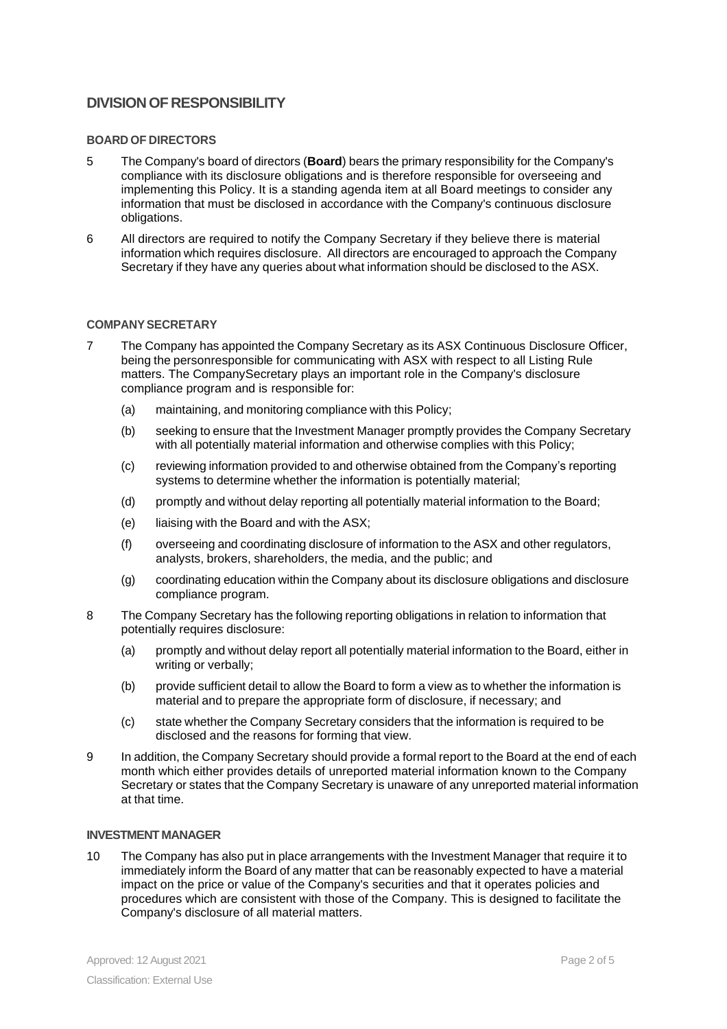## DIVISION OF RESPONSIBILITY

### BOARD OF DIRECTORS

5 The Company's board of directors (**Board**) bears the primary responsibility for the Company's compliance with its disclosure obligations and is therefore responsible for overseeing and implementing this Policy. It is a standing agenda item at all Board meetings to consider any information that must be disclosed in accordance with the Company's continuous disclosure obligations.

6 All directors are required to notify the Company Secretary if they believe there is material information which requires disclosure. All directors are encouraged to approach the Company Secretary if they have any queries about what information should be disclosed to the ASX.

### COMPANY SECRETARY

7 The Company has appointed the Company Secretary as its ASX Continuous Disclosure Officer, being the personresponsible for communicating with ASX with respect to all Listing Rule matters. The CompanySecretary plays an important role in the Company's disclosure compliance program and is responsible for:

   (a) maintaining, and monitoring compliance with this Policy;

   (b) seeking to ensure that the Investment Manager promptly provides the Company Secretary with all potentially material information and otherwise complies with this Policy;

   (c) reviewing information provided to and otherwise obtained from the Company's reporting systems to determine whether the information is potentially material;

   (d) promptly and without delay reporting all potentially material information to the Board;

   (e) liaising with the Board and with the ASX;

   (f) overseeing and coordinating disclosure of information to the ASX and other regulators, analysts, brokers, shareholders, the media, and the public; and

   (g) coordinating education within the Company about its disclosure obligations and disclosure compliance program.

8 The Company Secretary has the following reporting obligations in relation to information that potentially requires disclosure:

   (a) promptly and without delay report all potentially material information to the Board, either in writing or verbally;

   (b) provide sufficient detail to allow the Board to form a view as to whether the information is material and to prepare the appropriate form of disclosure, if necessary; and

   (c) state whether the Company Secretary considers that the information is required to be disclosed and the reasons for forming that view.

9 In addition, the Company Secretary should provide a formal report to the Board at the end of each month which either provides details of unreported material information known to the Company Secretary or states that the Company Secretary is unaware of any unreported material information at that time.

### INVESTMENT MANAGER

10 The Company has also put in place arrangements with the Investment Manager that require it to immediately inform the Board of any matter that can be reasonably expected to have a material impact on the price or value of the Company's securities and that it operates policies and procedures which are consistent with those of the Company. This is designed to facilitate the Company's disclosure of all material matters.

Approved: 12 August 2021

Classification: External Use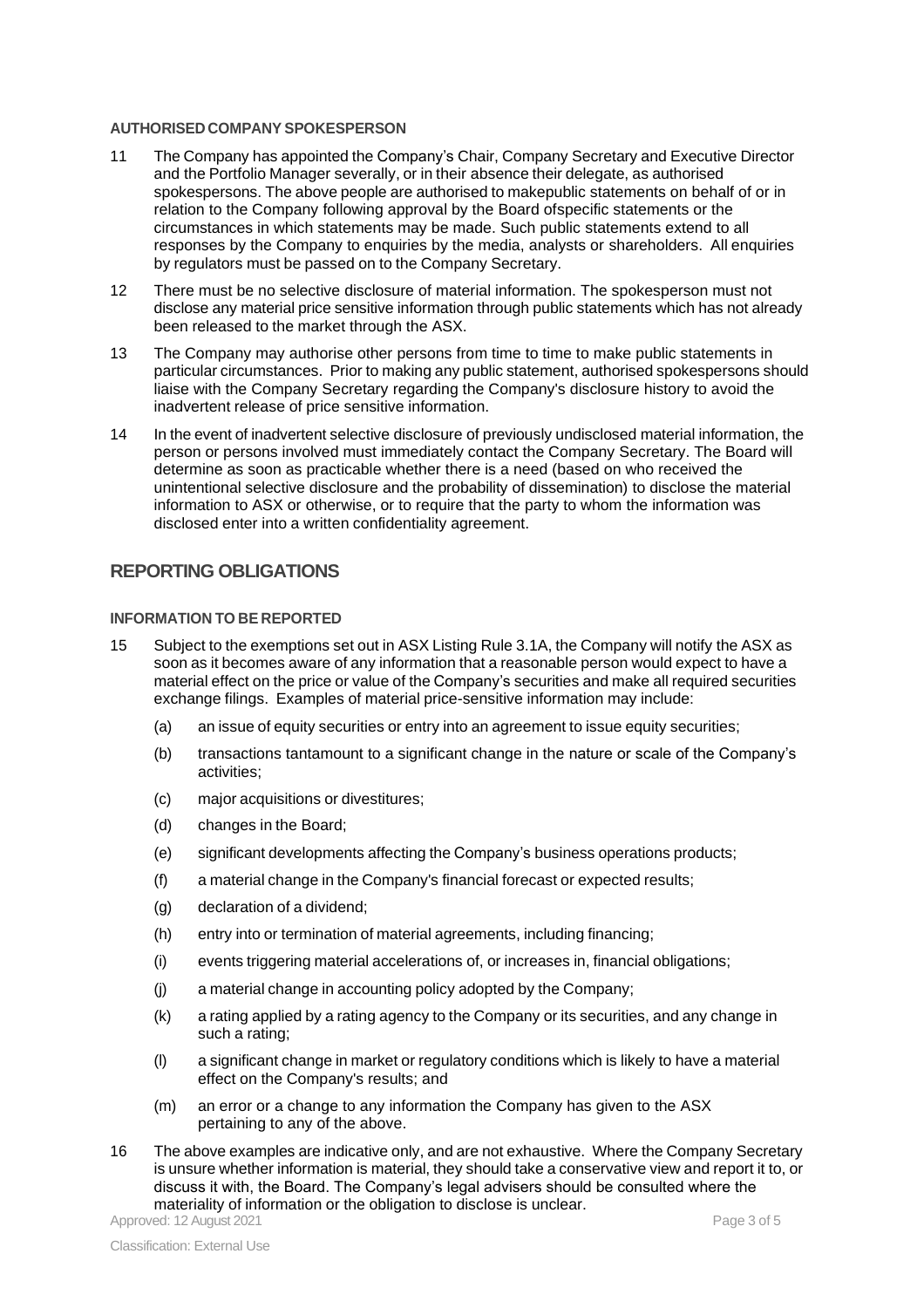#### AUTHORISED COMPANY SPOKESPERSON

11 The Company has appointed the Company's Chair, Company Secretary and Executive Director and the Portfolio Manager severally, or in their absence their delegate, as authorised spokespersons. The above people are authorised to makepublic statements on behalf of or in relation to the Company following approval by the Board ofspecific statements or the circumstances in which statements may be made. Such public statements extend to all responses by the Company to enquiries by the media, analysts or shareholders. All enquiries by regulators must be passed on to the Company Secretary.

12 There must be no selective disclosure of material information. The spokesperson must not disclose any material price sensitive information through public statements which has not already been released to the market through the ASX.

13 The Company may authorise other persons from time to time to make public statements in particular circumstances. Prior to making any public statement, authorised spokespersons should liaise with the Company Secretary regarding the Company's disclosure history to avoid the inadvertent release of price sensitive information.

14 In the event of inadvertent selective disclosure of previously undisclosed material information, the person or persons involved must immediately contact the Company Secretary. The Board will determine as soon as practicable whether there is a need (based on who received the unintentional selective disclosure and the probability of dissemination) to disclose the material information to ASX or otherwise, or to require that the party to whom the information was disclosed enter into a written confidentiality agreement.

## REPORTING OBLIGATIONS

#### INFORMATION TO BE REPORTED

15 Subject to the exemptions set out in ASX Listing Rule 3.1A, the Company will notify the ASX as soon as it becomes aware of any information that a reasonable person would expect to have a material effect on the price or value of the Company's securities and make all required securities exchange filings. Examples of material price-sensitive information may include:

   (a) an issue of equity securities or entry into an agreement to issue equity securities;

   (b) transactions tantamount to a significant change in the nature or scale of the Company's activities;

   (c) major acquisitions or divestitures;

   (d) changes in the Board;

   (e) significant developments affecting the Company's business operations products;

   (f) a material change in the Company's financial forecast or expected results;

   (g) declaration of a dividend;

   (h) entry into or termination of material agreements, including financing;

   (i) events triggering material accelerations of, or increases in, financial obligations;

   (j) a material change in accounting policy adopted by the Company;

   (k) a rating applied by a rating agency to the Company or its securities, and any change in such a rating;

   (l) a significant change in market or regulatory conditions which is likely to have a material effect on the Company's results; and

   (m) an error or a change to any information the Company has given to the ASX pertaining to any of the above.

16 The above examples are indicative only, and are not exhaustive. Where the Company Secretary is unsure whether information is material, they should take a conservative view and report it to, or discuss it with, the Board. The Company's legal advisers should be consulted where the materiality of information or the obligation to disclose is unclear.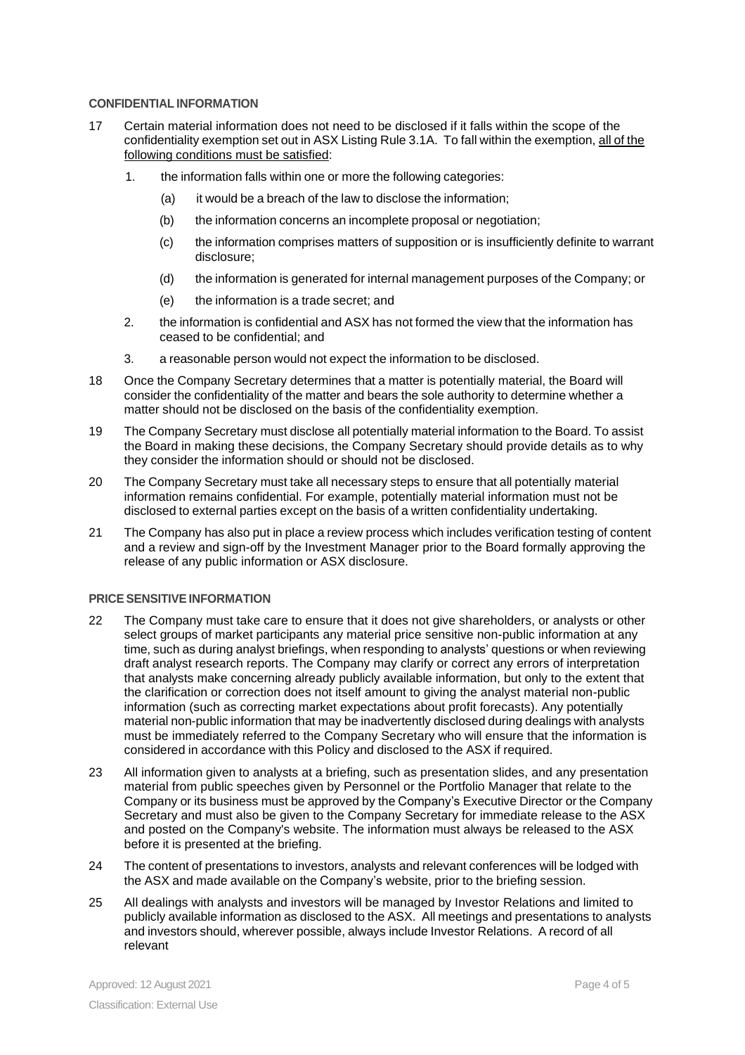## CONFIDENTIAL INFORMATION

17 Certain material information does not need to be disclosed if it falls within the scope of the confidentiality exemption set out in ASX Listing Rule 3.1A. To fall within the exemption, <u>all of the following conditions must be satisfied</u>:

1. the information falls within one or more the following categories:
   - (a) it would be a breach of the law to disclose the information;
   - (b) the information concerns an incomplete proposal or negotiation;
   - (c) the information comprises matters of supposition or is insufficiently definite to warrant disclosure;
   - (d) the information is generated for internal management purposes of the Company; or
   - (e) the information is a trade secret; and
2. the information is confidential and ASX has not formed the view that the information has ceased to be confidential; and
3. a reasonable person would not expect the information to be disclosed.

18 Once the Company Secretary determines that a matter is potentially material, the Board will consider the confidentiality of the matter and bears the sole authority to determine whether a matter should not be disclosed on the basis of the confidentiality exemption.

19 The Company Secretary must disclose all potentially material information to the Board. To assist the Board in making these decisions, the Company Secretary should provide details as to why they consider the information should or should not be disclosed.

20 The Company Secretary must take all necessary steps to ensure that all potentially material information remains confidential. For example, potentially material information must not be disclosed to external parties except on the basis of a written confidentiality undertaking.

21 The Company has also put in place a review process which includes verification testing of content and a review and sign-off by the Investment Manager prior to the Board formally approving the release of any public information or ASX disclosure.

## PRICE SENSITIVE INFORMATION

22 The Company must take care to ensure that it does not give shareholders, or analysts or other select groups of market participants any material price sensitive non-public information at any time, such as during analyst briefings, when responding to analysts' questions or when reviewing draft analyst research reports. The Company may clarify or correct any errors of interpretation that analysts make concerning already publicly available information, but only to the extent that the clarification or correction does not itself amount to giving the analyst material non-public information (such as correcting market expectations about profit forecasts). Any potentially material non-public information that may be inadvertently disclosed during dealings with analysts must be immediately referred to the Company Secretary who will ensure that the information is considered in accordance with this Policy and disclosed to the ASX if required.

23 All information given to analysts at a briefing, such as presentation slides, and any presentation material from public speeches given by Personnel or the Portfolio Manager that relate to the Company or its business must be approved by the Company's Executive Director or the Company Secretary and must also be given to the Company Secretary for immediate release to the ASX and posted on the Company's website. The information must always be released to the ASX before it is presented at the briefing.

24 The content of presentations to investors, analysts and relevant conferences will be lodged with the ASX and made available on the Company's website, prior to the briefing session.

25 All dealings with analysts and investors will be managed by Investor Relations and limited to publicly available information as disclosed to the ASX. All meetings and presentations to analysts and investors should, wherever possible, always include Investor Relations. A record of all relevant

Approved: 12 August 2021

Classification: External Use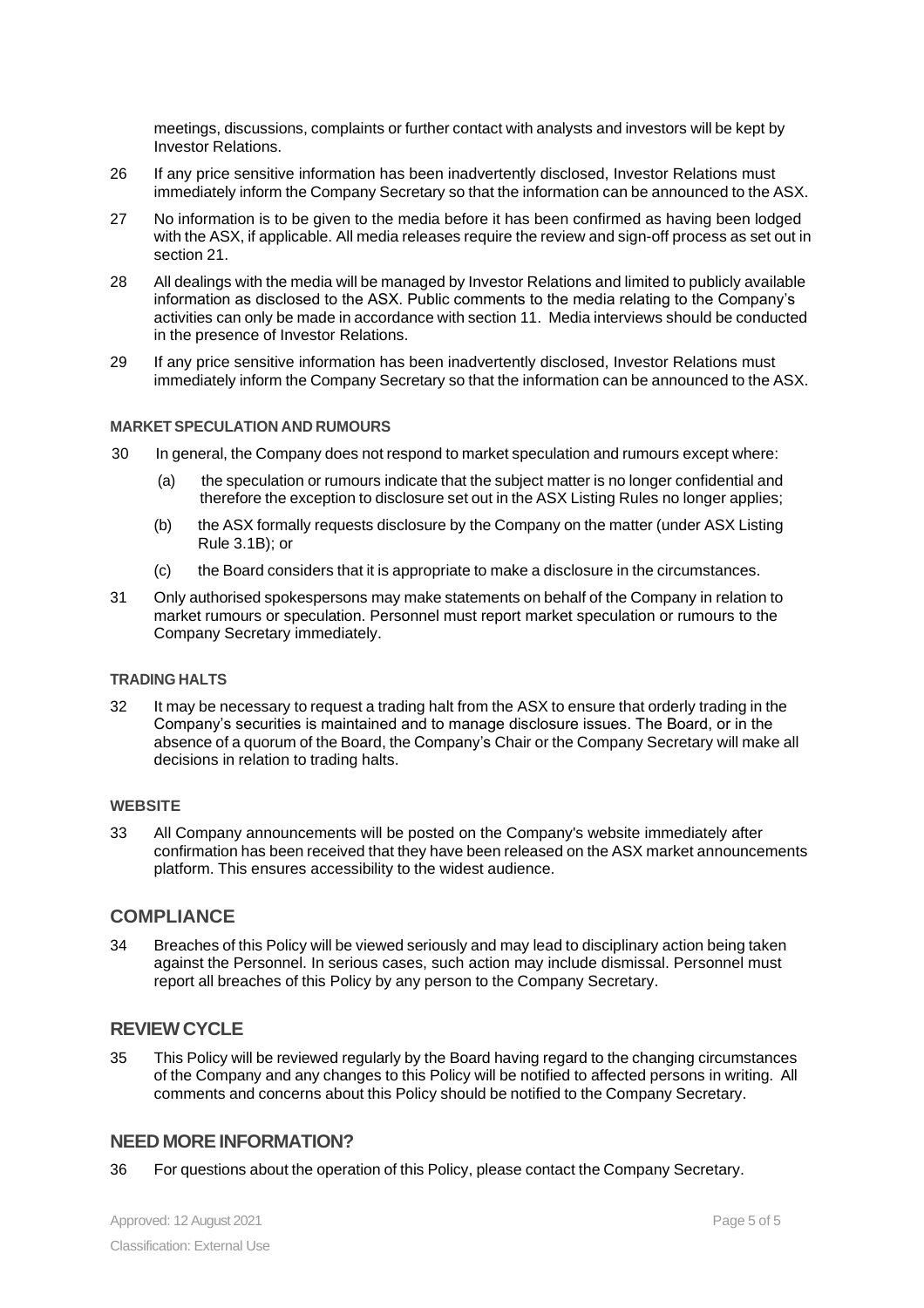meetings, discussions, complaints or further contact with analysts and investors will be kept by Investor Relations.

26 If any price sensitive information has been inadvertently disclosed, Investor Relations must immediately inform the Company Secretary so that the information can be announced to the ASX.

27 No information is to be given to the media before it has been confirmed as having been lodged with the ASX, if applicable. All media releases require the review and sign-off process as set out in section 21.

28 All dealings with the media will be managed by Investor Relations and limited to publicly available information as disclosed to the ASX. Public comments to the media relating to the Company's activities can only be made in accordance with section 11. Media interviews should be conducted in the presence of Investor Relations.

29 If any price sensitive information has been inadvertently disclosed, Investor Relations must immediately inform the Company Secretary so that the information can be announced to the ASX.

#### MARKET SPECULATION AND RUMOURS

30 In general, the Company does not respond to market speculation and rumours except where:

(a) the speculation or rumours indicate that the subject matter is no longer confidential and therefore the exception to disclosure set out in the ASX Listing Rules no longer applies;

(b) the ASX formally requests disclosure by the Company on the matter (under ASX Listing Rule 3.1B); or

(c) the Board considers that it is appropriate to make a disclosure in the circumstances.

31 Only authorised spokespersons may make statements on behalf of the Company in relation to market rumours or speculation. Personnel must report market speculation or rumours to the Company Secretary immediately.

#### TRADING HALTS

32 It may be necessary to request a trading halt from the ASX to ensure that orderly trading in the Company's securities is maintained and to manage disclosure issues. The Board, or in the absence of a quorum of the Board, the Company's Chair or the Company Secretary will make all decisions in relation to trading halts.

#### WEBSITE

33 All Company announcements will be posted on the Company's website immediately after confirmation has been received that they have been released on the ASX market announcements platform. This ensures accessibility to the widest audience.

## COMPLIANCE

34 Breaches of this Policy will be viewed seriously and may lead to disciplinary action being taken against the Personnel. In serious cases, such action may include dismissal. Personnel must report all breaches of this Policy by any person to the Company Secretary.

## REVIEW CYCLE

35 This Policy will be reviewed regularly by the Board having regard to the changing circumstances of the Company and any changes to this Policy will be notified to affected persons in writing. All comments and concerns about this Policy should be notified to the Company Secretary.

## NEED MORE INFORMATION?

36 For questions about the operation of this Policy, please contact the Company Secretary.

Approved: 12 August 2021

Classification: External Use